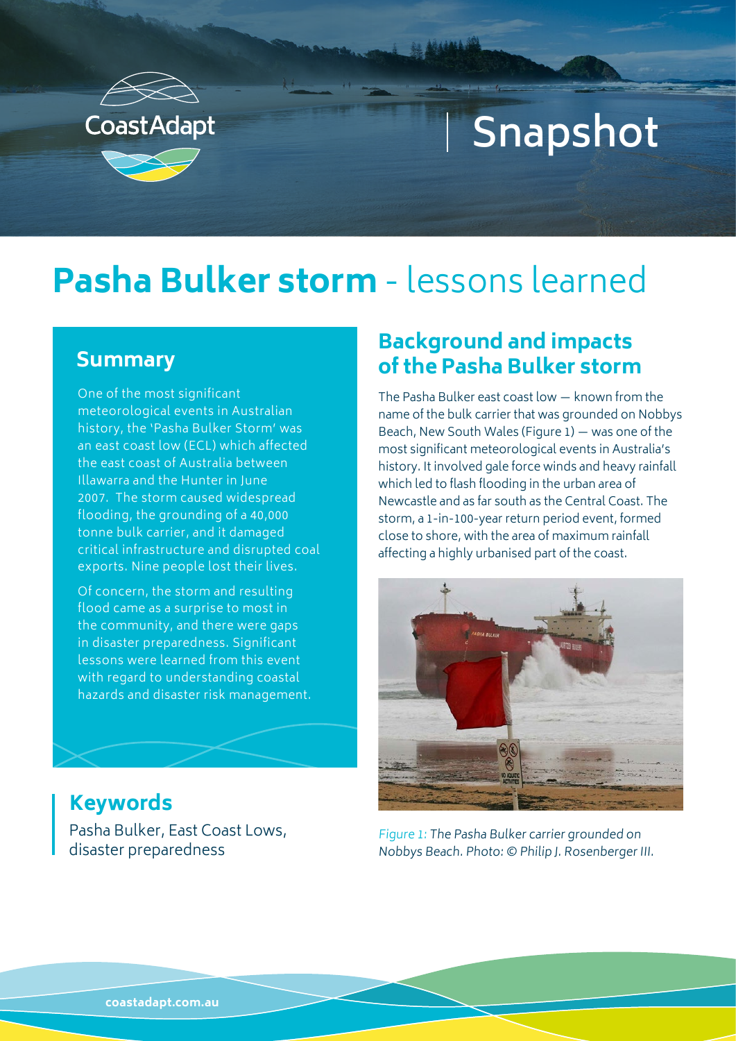CoastAdapt

Snapshot

# **Pasha Bulker storm** - lessons learned

## Summary

One of the most significant meteorological events in Australian history, the 'Pasha Bulker Storm' was an east coast low (ECL) which affected the east coast of Australia between Illawarra and the Hunter in June 2007. The storm caused widespread flooding, the grounding of a 40,000 tonne bulk carrier, and it damaged critical infrastructure and disrupted coal exports. Nine people lost their lives.

Of concern, the storm and resulting flood came as a surprise to most in the community, and there were gaps in disaster preparedness. Significant lessons were learned from this event with regard to understanding coastal hazards and disaster risk management.

## Keywords

Pasha Bulker, East Coast Lows, disaster preparedness

## Background and impacts of the Pasha Bulker storm

The Pasha Bulker east coast low — known from the name of the bulk carrier that was grounded on Nobbys Beach, New South Wales (Figure 1) — was one of the most significant meteorological events in Australia's history. It involved gale force winds and heavy rainfall which led to flash flooding in the urban area of Newcastle and as far south as the Central Coast. The storm, a 1-in-100-year return period event, formed close to shore, with the area of maximum rainfall affecting a highly urbanised part of the coast.

*Figure 1: The Pasha Bulker carrier grounded on Nobbys Beach. Photo: © Philip J. Rosenberger III.*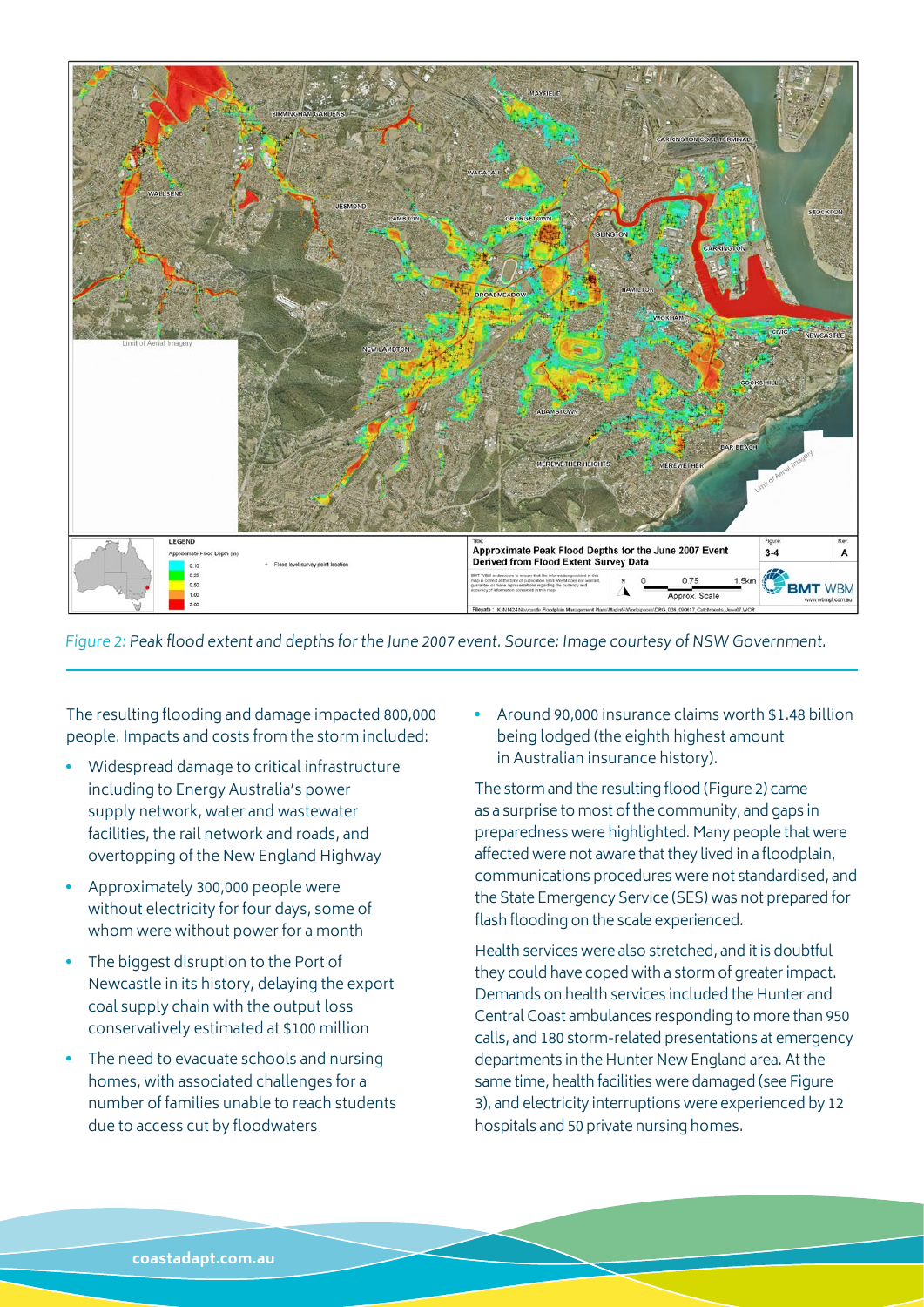*Figure 2: Peak flood extent and depths for the June 2007 event. Source: Image courtesy of NSW Government.*

The resulting flooding and damage impacted 800,000 people. Impacts and costs from the storm included:

- Widespread damage to critical infrastructure including to Energy Australia's power supply network, water and wastewater facilities, the rail network and roads, and overtopping of the New England Highway
- Approximately 300,000 people were without electricity for four days, some of whom were without power for a month
- The biggest disruption to the Port of Newcastle in its history, delaying the export coal supply chain with the output loss conservatively estimated at $100 million
- The need to evacuate schools and nursing homes, with associated challenges for a number of families unable to reach students due to access cut by floodwaters
- Around 90,000 insurance claims worth $1.48 billion being lodged (the eighth highest amount in Australian insurance history).

The storm and the resulting flood (Figure 2) came as a surprise to most of the community, and gaps in preparedness were highlighted. Many people that were affected were not aware that they lived in a floodplain, communications procedures were not standardised, and the State Emergency Service (SES) was not prepared for flash flooding on the scale experienced.

Health services were also stretched, and it is doubtful they could have coped with a storm of greater impact. Demands on health services included the Hunter and Central Coast ambulances responding to more than 950 calls, and 180 storm-related presentations at emergency departments in the Hunter New England area. At the same time, health facilities were damaged (see Figure 3), and electricity interruptions were experienced by 12 hospitals and 50 private nursing homes.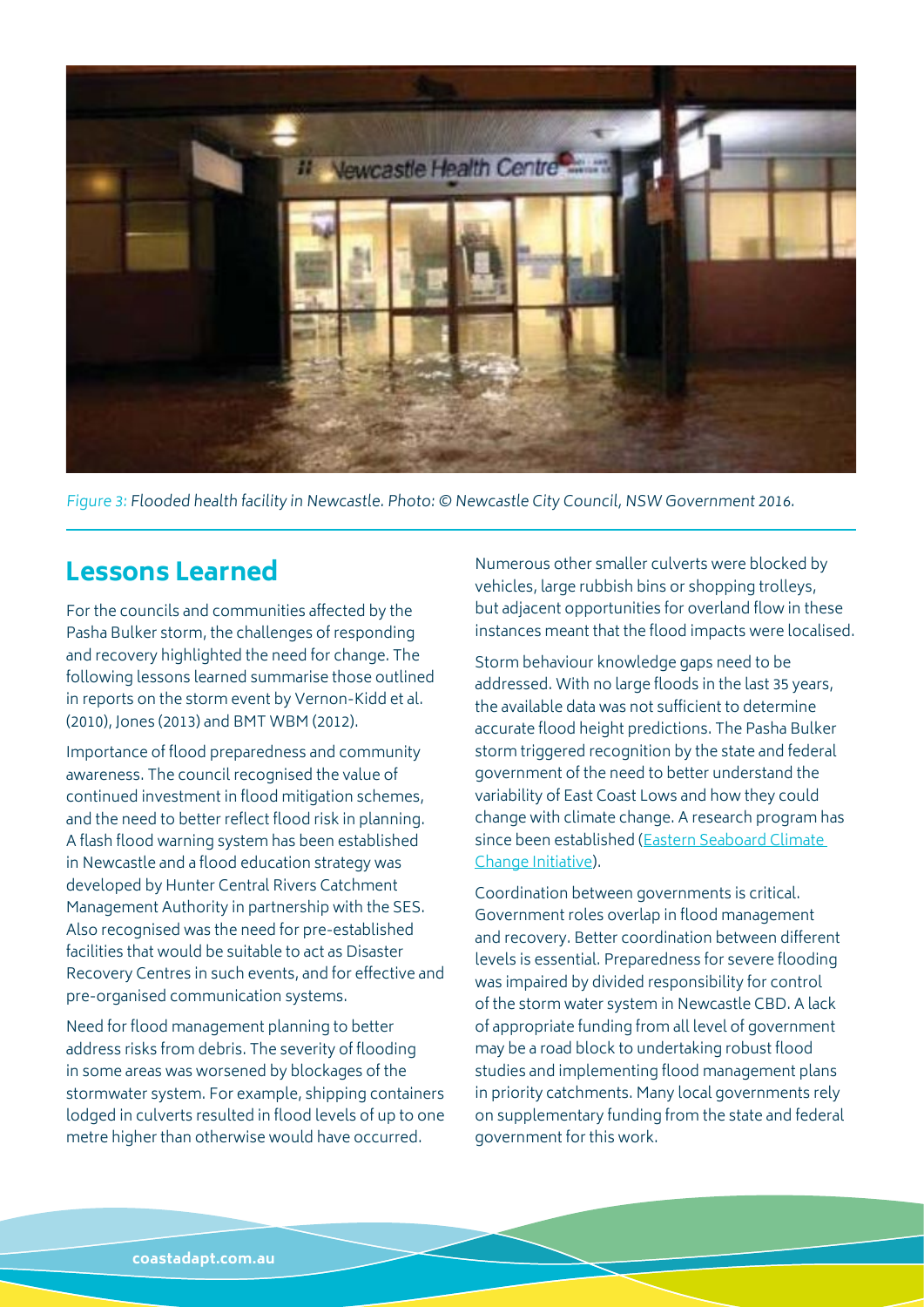*Figure 3: Flooded health facility in Newcastle. Photo: © Newcastle City Council, NSW Government 2016.*

## Lessons Learned

For the councils and communities affected by the Pasha Bulker storm, the challenges of responding and recovery highlighted the need for change. The following lessons learned summarise those outlined in reports on the storm event by Vernon-Kidd et al. (2010), Jones (2013) and BMT WBM (2012).

Importance of flood preparedness and community awareness. The council recognised the value of continued investment in flood mitigation schemes, and the need to better reflect flood risk in planning. A flash flood warning system has been established in Newcastle and a flood education strategy was developed by Hunter Central Rivers Catchment Management Authority in partnership with the SES. Also recognised was the need for pre-established facilities that would be suitable to act as Disaster Recovery Centres in such events, and for effective and pre-organised communication systems.

Need for flood management planning to better address risks from debris. The severity of flooding in some areas was worsened by blockages of the stormwater system. For example, shipping containers lodged in culverts resulted in flood levels of up to one metre higher than otherwise would have occurred. Numerous other smaller culverts were blocked by vehicles, large rubbish bins or shopping trolleys, but adjacent opportunities for overland flow in these instances meant that the flood impacts were localised.

Storm behaviour knowledge gaps need to be addressed. With no large floods in the last 35 years, the available data was not sufficient to determine accurate flood height predictions. The Pasha Bulker storm triggered recognition by the state and federal government of the need to better understand the variability of East Coast Lows and how they could change with climate change. A research program has since been established (Eastern Seaboard Climate Change Initiative).

Coordination between governments is critical. Government roles overlap in flood management and recovery. Better coordination between different levels is essential. Preparedness for severe flooding was impaired by divided responsibility for control of the storm water system in Newcastle CBD. A lack of appropriate funding from all level of government may be a road block to undertaking robust flood studies and implementing flood management plans in priority catchments. Many local governments rely on supplementary funding from the state and federal government for this work.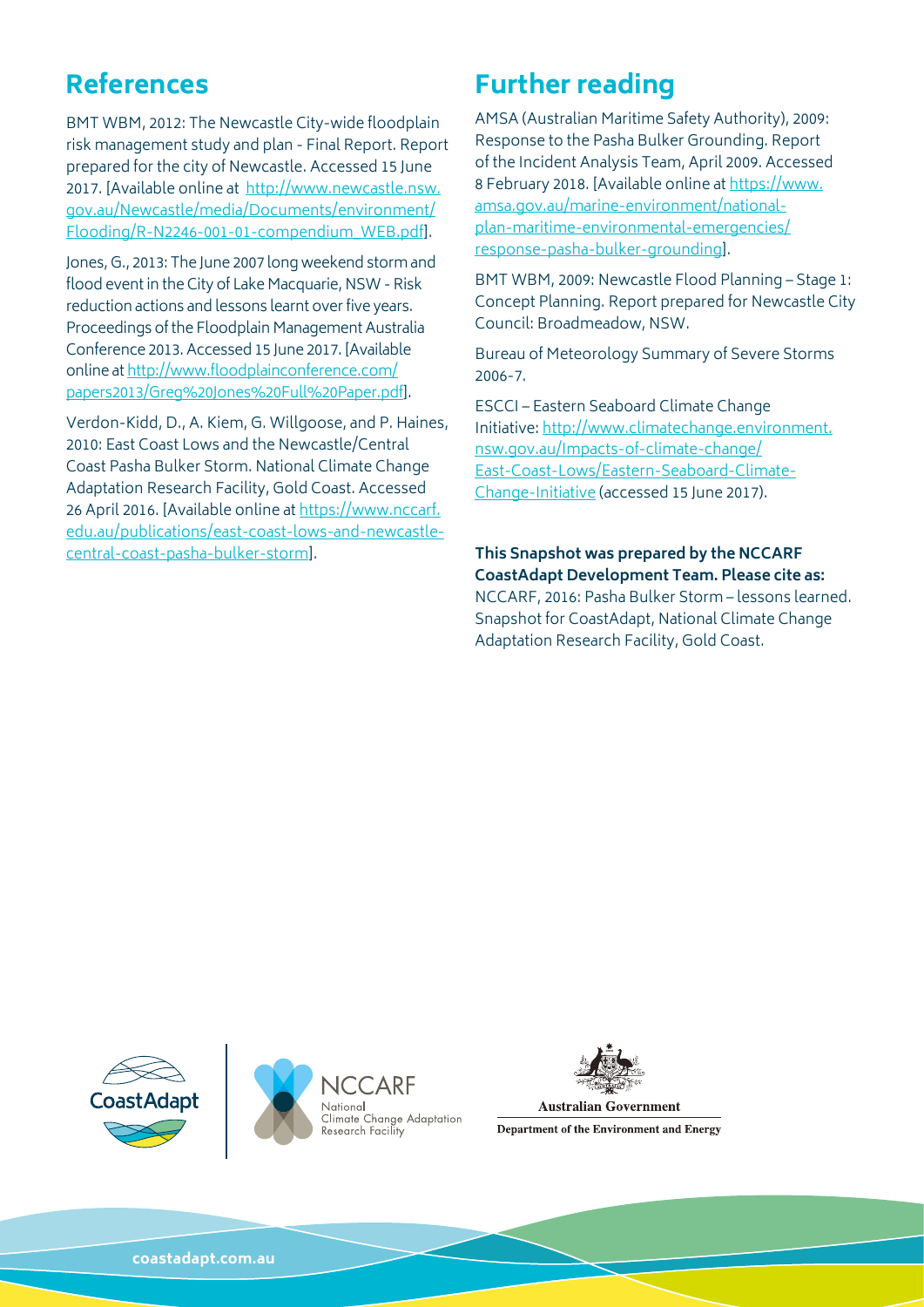## References

BMT WBM, 2012: The Newcastle City-wide floodplain risk management study and plan - Final Report. Report prepared for the city of Newcastle. Accessed 15 June 2017. [Available online at http://www.newcastle.nsw.gov.au/Newcastle/media/Documents/environment/Flooding/R-N2246-001-01-compendium_WEB.pdf].

Jones, G., 2013: The June 2007 long weekend storm and flood event in the City of Lake Macquarie, NSW - Risk reduction actions and lessons learnt over five years. Proceedings of the Floodplain Management Australia Conference 2013. Accessed 15 June 2017. [Available online at http://www.floodplainconference.com/papers2013/Greg%20Jones%20Full%20Paper.pdf].

Verdon-Kidd, D., A. Kiem, G. Willgoose, and P. Haines, 2010: East Coast Lows and the Newcastle/Central Coast Pasha Bulker Storm. National Climate Change Adaptation Research Facility, Gold Coast. Accessed 26 April 2016. [Available online at https://www.nccarf.edu.au/publications/east-coast-lows-and-newcastle-central-coast-pasha-bulker-storm].

## Further reading

AMSA (Australian Maritime Safety Authority), 2009: Response to the Pasha Bulker Grounding. Report of the Incident Analysis Team, April 2009. Accessed 8 February 2018. [Available online at https://www.amsa.gov.au/marine-environment/national-plan-maritime-environmental-emergencies/response-pasha-bulker-grounding].

BMT WBM, 2009: Newcastle Flood Planning – Stage 1: Concept Planning. Report prepared for Newcastle City Council: Broadmeadow, NSW.

Bureau of Meteorology Summary of Severe Storms 2006-7.

ESCCI – Eastern Seaboard Climate Change Initiative: http://www.climatechange.environment.nsw.gov.au/Impacts-of-climate-change/East-Coast-Lows/Eastern-Seaboard-Climate-Change-Initiative (accessed 15 June 2017).

**This Snapshot was prepared by the NCCARF CoastAdapt Development Team. Please cite as:**
NCCARF, 2016: Pasha Bulker Storm – lessons learned. Snapshot for CoastAdapt, National Climate Change Adaptation Research Facility, Gold Coast.

CoastAdapt

NCCARF National Climate Change Adaptation Research Facility

Australian Government
Department of the Environment and Energy

coastadapt.com.au